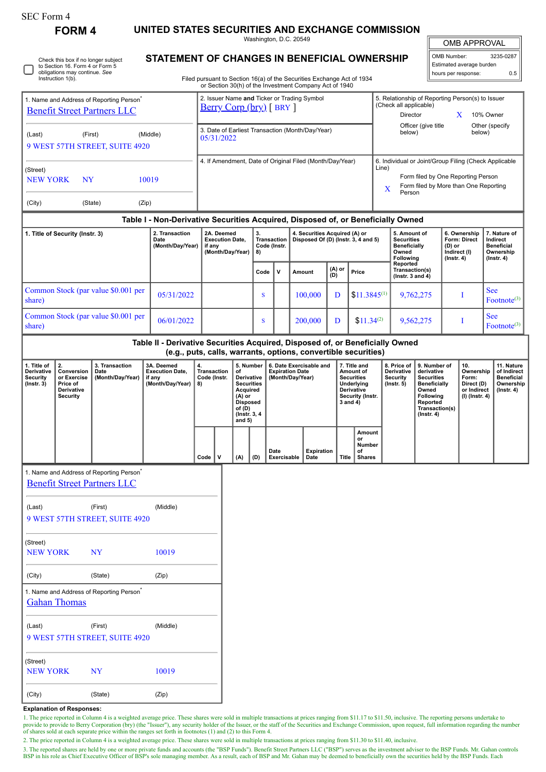SEC Form 4

# FORM 4

## UNITED STATES SECURITIES AND EXCHANGE COMMISSION

Washington, D.C. 20549

☐ Check this box if no longer subject to Section 16. Form 4 or Form 5 obligations may continue. *See* Instruction 1(b).

## STATEMENT OF CHANGES IN BENEFICIAL OWNERSHIP

Filed pursuant to Section 16(a) of the Securities Exchange Act of 1934 or Section 30(h) of the Investment Company Act of 1940

| OMB APPROVAL | |
|---|---|
| OMB Number: | 3235-0287 |
| Estimated average burden | |
| hours per response: | 0.5 |

1. Name and Address of Reporting Person*
Benefit Street Partners LLC

(Last) (First) (Middle)
9 WEST 57TH STREET, SUITE 4920

(Street)
NEW YORK NY 10019

(City) (State) (Zip)

2. Issuer Name **and** Ticker or Trading Symbol
Berry Corp (bry) [ BRY ]

3. Date of Earliest Transaction (Month/Day/Year)
05/31/2022

4. If Amendment, Date of Original Filed (Month/Day/Year)

5. Relationship of Reporting Person(s) to Issuer (Check all applicable)
Director
X 10% Owner
Officer (give title below)
Other (specify below)

6. Individual or Joint/Group Filing (Check Applicable Line)
Form filed by One Reporting Person
X Form filed by More than One Reporting Person

## Table I - Non-Derivative Securities Acquired, Disposed of, or Beneficially Owned

| 1. Title of Security (Instr. 3) | 2. Transaction Date (Month/Day/Year) | 2A. Deemed Execution Date, if any (Month/Day/Year) | 3. Transaction Code (Instr. 8) | | 4. Securities Acquired (A) or Disposed Of (D) (Instr. 3, 4 and 5) | | | 5. Amount of Securities Beneficially Owned Following Reported Transaction(s) (Instr. 3 and 4) | 6. Ownership Form: Direct (D) or Indirect (I) (Instr. 4) | 7. Nature of Indirect Beneficial Ownership (Instr. 4) |
|---|---|---|---|---|---|---|---|---|---|---|
| | | | Code | V | Amount | (A) or (D) | Price | | | |
| Common Stock (par value $0.001 per share) | 05/31/2022 | | S | | 100,000 | D | $11.3845[1] | 9,762,275 | I | See Footnote[3] |
| Common Stock (par value $0.001 per share) | 06/01/2022 | | S | | 200,000 | D | $11.34[2] | 9,562,275 | I | See Footnote[3] |

## Table II - Derivative Securities Acquired, Disposed of, or Beneficially Owned (e.g., puts, calls, warrants, options, convertible securities)

| 1. Title of Derivative Security (Instr. 3) | 2. Conversion or Exercise Price of Derivative Security | 3. Transaction Date (Month/Day/Year) | 3A. Deemed Execution Date, if any (Month/Day/Year) | 4. Transaction Code (Instr. 8) | | 5. Number of Derivative Securities Acquired (A) or Disposed of (D) (Instr. 3, 4 and 5) | | 6. Date Exercisable and Expiration Date (Month/Day/Year) | | 7. Title and Amount of Securities Underlying Derivative Security (Instr. 3 and 4) | | 8. Price of Derivative Security (Instr. 5) | 9. Number of derivative Securities Beneficially Owned Following Reported Transaction(s) (Instr. 4) | 10. Ownership Form: Direct (D) or Indirect (I) (Instr. 4) | 11. Nature of Indirect Beneficial Ownership (Instr. 4) |
|---|---|---|---|---|---|---|---|---|---|---|---|---|---|---|---|
| | | | | Code | V | (A) | (D) | Date Exercisable | Expiration Date | Title | Amount or Number of Shares | | | | |

1. Name and Address of Reporting Person*
Benefit Street Partners LLC

(Last) (First) (Middle)
9 WEST 57TH STREET, SUITE 4920

(Street)
NEW YORK NY 10019

(City) (State) (Zip)

1. Name and Address of Reporting Person*
Gahan Thomas

(Last) (First) (Middle)
9 WEST 57TH STREET, SUITE 4920

(Street)
NEW YORK NY 10019

(City) (State) (Zip)

**Explanation of Responses:**

1. The price reported in Column 4 is a weighted average price. These shares were sold in multiple transactions at prices ranging from $11.17 to $11.50, inclusive. The reporting persons undertake to provide to provide to Berry Corporation (bry) (the "Issuer"), any security holder of the Issuer, or the staff of the Securities and Exchange Commission, upon request, full information regarding the number of shares sold at each separate price within the ranges set forth in footnotes (1) and (2) to this Form 4.

2. The price reported in Column 4 is a weighted average price. These shares were sold in multiple transactions at prices ranging from $11.30 to $11.40, inclusive.

3. The reported shares are held by one or more private funds and accounts (the "BSP Funds"). Benefit Street Partners LLC ("BSP") serves as the investment adviser to the BSP Funds. Mr. Gahan controls BSP in his role as Chief Executive Officer of BSP's sole managing member. As a result, each of BSP and Mr. Gahan may be deemed to beneficially own the securities held by the BSP Funds. Each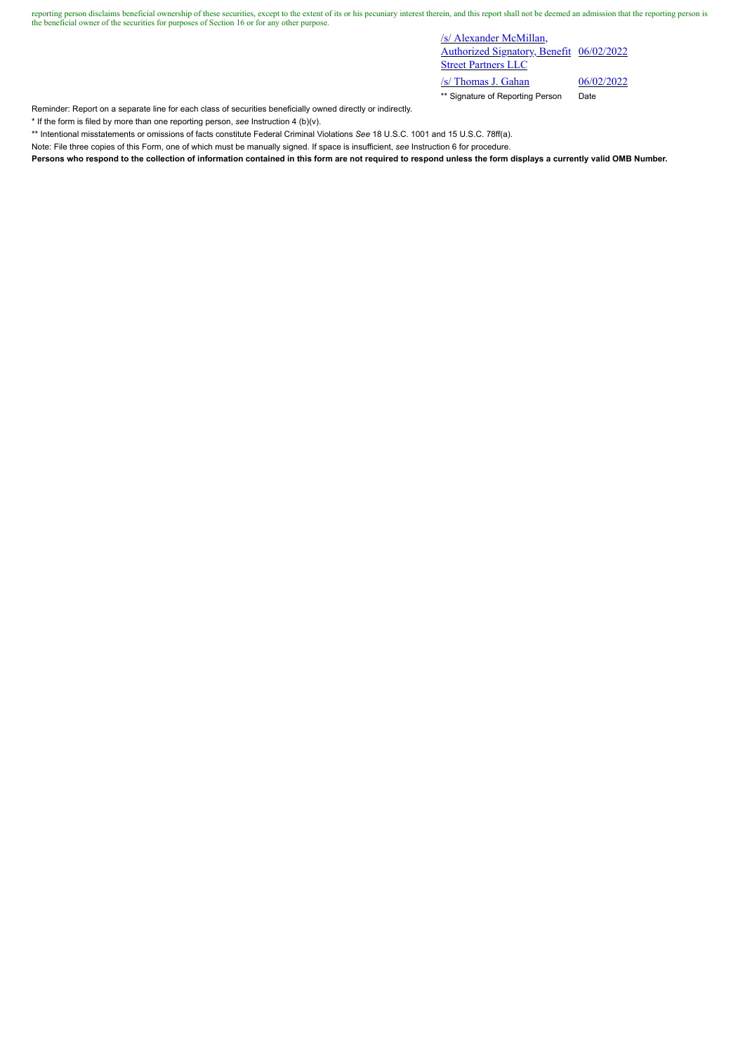reporting person disclaims beneficial ownership of these securities, except to the extent of its or his pecuniary interest therein, and this report shall not be deemed an admission that the reporting person is the beneficial owner of the securities for purposes of Section 16 or for any other purpose.

| | |
|---|---|
| /s/ Alexander McMillan, Authorized Signatory, Benefit Street Partners LLC | 06/02/2022 |
| /s/ Thomas J. Gahan | 06/02/2022 |
| ** Signature of Reporting Person | Date |

Reminder: Report on a separate line for each class of securities beneficially owned directly or indirectly.

* If the form is filed by more than one reporting person, *see* Instruction 4 (b)(v).

** Intentional misstatements or omissions of facts constitute Federal Criminal Violations *See* 18 U.S.C. 1001 and 15 U.S.C. 78ff(a).

Note: File three copies of this Form, one of which must be manually signed. If space is insufficient, *see* Instruction 6 for procedure.

**Persons who respond to the collection of information contained in this form are not required to respond unless the form displays a currently valid OMB Number.**